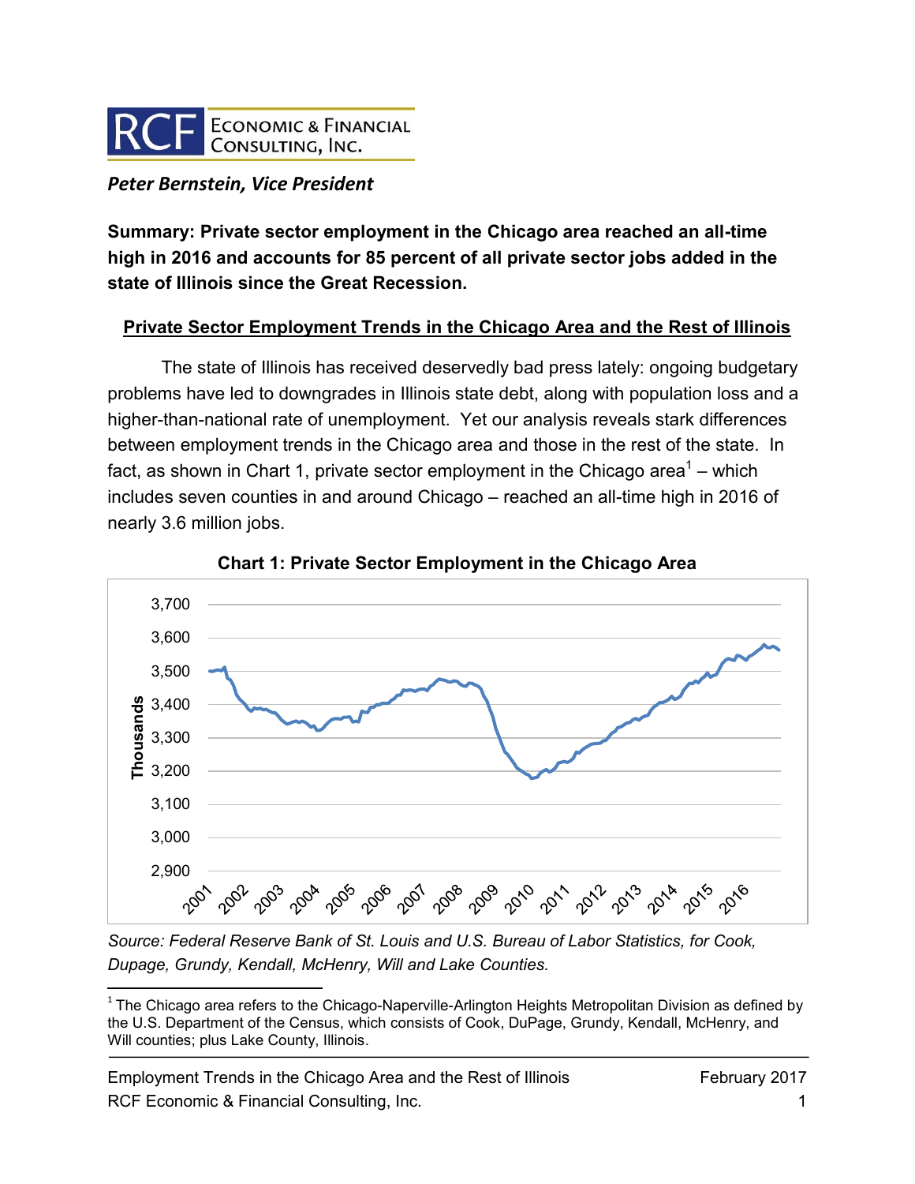RCF Economic & Financial Consulting, Inc.

***Peter Bernstein, Vice President***

**Summary: Private sector employment in the Chicago area reached an all-time high in 2016 and accounts for 85 percent of all private sector jobs added in the state of Illinois since the Great Recession.**

## Private Sector Employment Trends in the Chicago Area and the Rest of Illinois

The state of Illinois has received deservedly bad press lately: ongoing budgetary problems have led to downgrades in Illinois state debt, along with population loss and a higher-than-national rate of unemployment. Yet our analysis reveals stark differences between employment trends in the Chicago area and those in the rest of the state. In fact, as shown in Chart 1, private sector employment in the Chicago area[1] – which includes seven counties in and around Chicago – reached an all-time high in 2016 of nearly 3.6 million jobs.

**Chart 1: Private Sector Employment in the Chicago Area**

*Source: Federal Reserve Bank of St. Louis and U.S. Bureau of Labor Statistics, for Cook, Dupage, Grundy, Kendall, McHenry, Will and Lake Counties.*

[1] The Chicago area refers to the Chicago-Naperville-Arlington Heights Metropolitan Division as defined by the U.S. Department of the Census, which consists of Cook, DuPage, Grundy, Kendall, McHenry, and Will counties; plus Lake County, Illinois.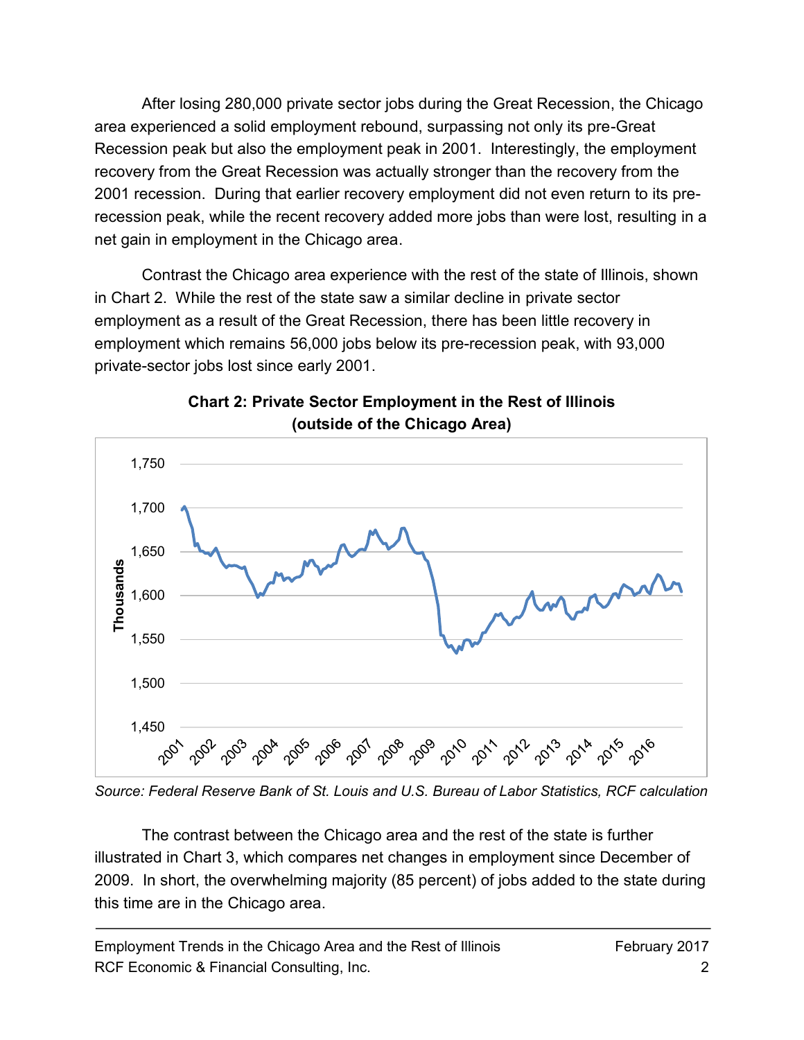After losing 280,000 private sector jobs during the Great Recession, the Chicago area experienced a solid employment rebound, surpassing not only its pre-Great Recession peak but also the employment peak in 2001. Interestingly, the employment recovery from the Great Recession was actually stronger than the recovery from the 2001 recession. During that earlier recovery employment did not even return to its pre-recession peak, while the recent recovery added more jobs than were lost, resulting in a net gain in employment in the Chicago area.

Contrast the Chicago area experience with the rest of the state of Illinois, shown in Chart 2. While the rest of the state saw a similar decline in private sector employment as a result of the Great Recession, there has been little recovery in employment which remains 56,000 jobs below its pre-recession peak, with 93,000 private-sector jobs lost since early 2001.

**Chart 2: Private Sector Employment in the Rest of Illinois (outside of the Chicago Area)**

*Source: Federal Reserve Bank of St. Louis and U.S. Bureau of Labor Statistics, RCF calculation*

The contrast between the Chicago area and the rest of the state is further illustrated in Chart 3, which compares net changes in employment since December of 2009. In short, the overwhelming majority (85 percent) of jobs added to the state during this time are in the Chicago area.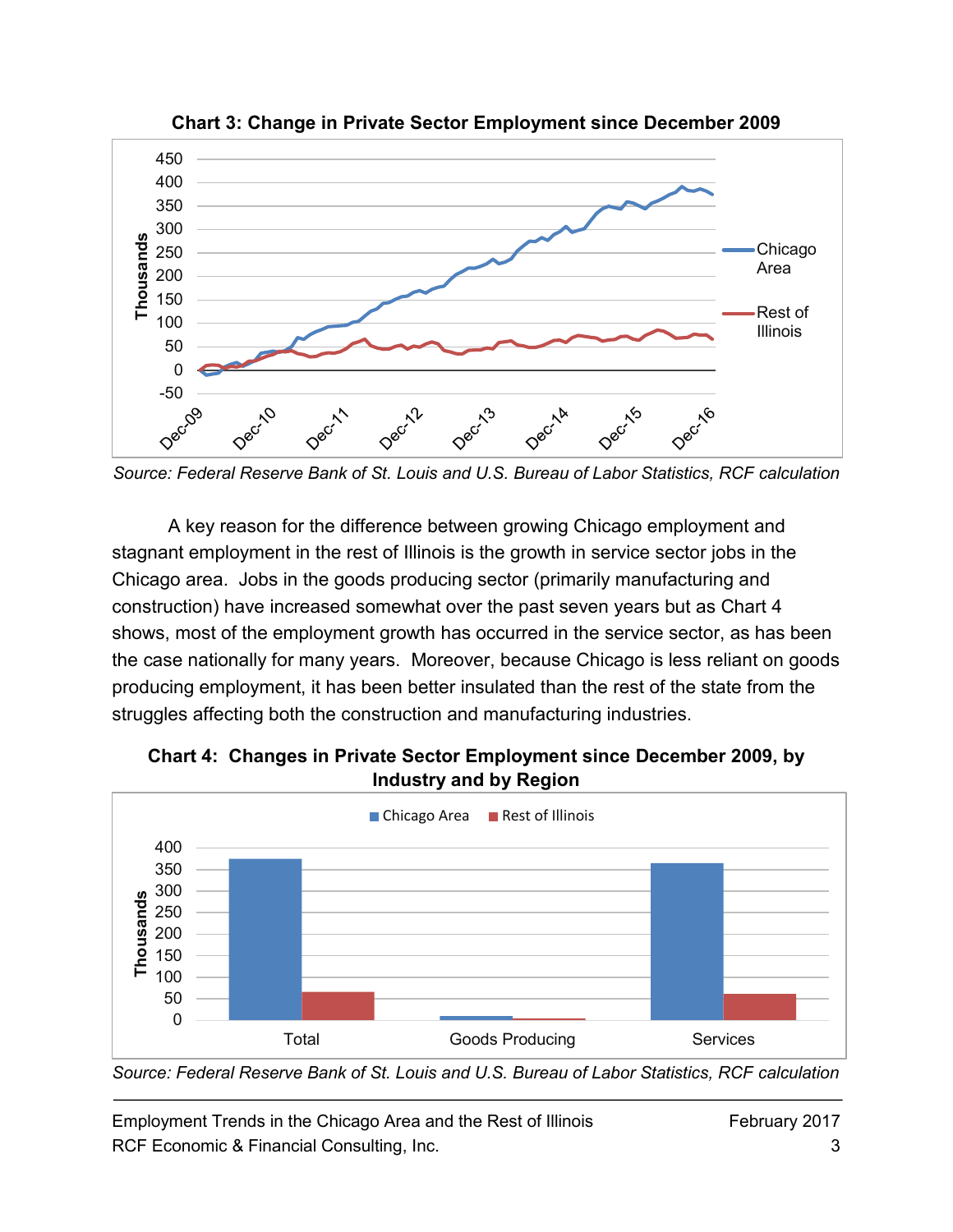**Chart 3: Change in Private Sector Employment since December 2009**

*Source: Federal Reserve Bank of St. Louis and U.S. Bureau of Labor Statistics, RCF calculation*

A key reason for the difference between growing Chicago employment and stagnant employment in the rest of Illinois is the growth in service sector jobs in the Chicago area. Jobs in the goods producing sector (primarily manufacturing and construction) have increased somewhat over the past seven years but as Chart 4 shows, most of the employment growth has occurred in the service sector, as has been the case nationally for many years. Moreover, because Chicago is less reliant on goods producing employment, it has been better insulated than the rest of the state from the struggles affecting both the construction and manufacturing industries.

**Chart 4: Changes in Private Sector Employment since December 2009, by Industry and by Region**

*Source: Federal Reserve Bank of St. Louis and U.S. Bureau of Labor Statistics, RCF calculation*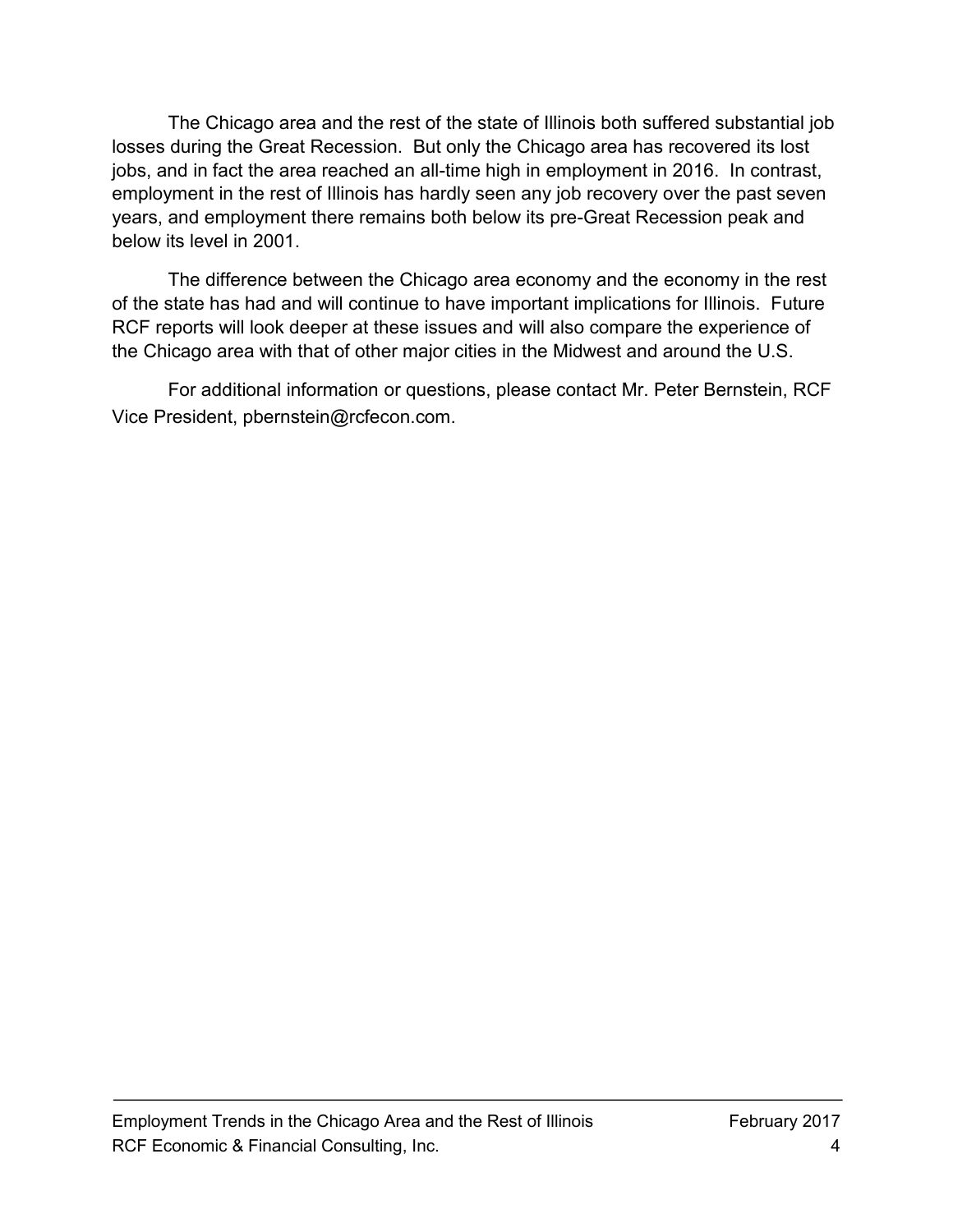The Chicago area and the rest of the state of Illinois both suffered substantial job losses during the Great Recession. But only the Chicago area has recovered its lost jobs, and in fact the area reached an all-time high in employment in 2016. In contrast, employment in the rest of Illinois has hardly seen any job recovery over the past seven years, and employment there remains both below its pre-Great Recession peak and below its level in 2001.

The difference between the Chicago area economy and the economy in the rest of the state has had and will continue to have important implications for Illinois. Future RCF reports will look deeper at these issues and will also compare the experience of the Chicago area with that of other major cities in the Midwest and around the U.S.

For additional information or questions, please contact Mr. Peter Bernstein, RCF Vice President, pbernstein@rcfecon.com.